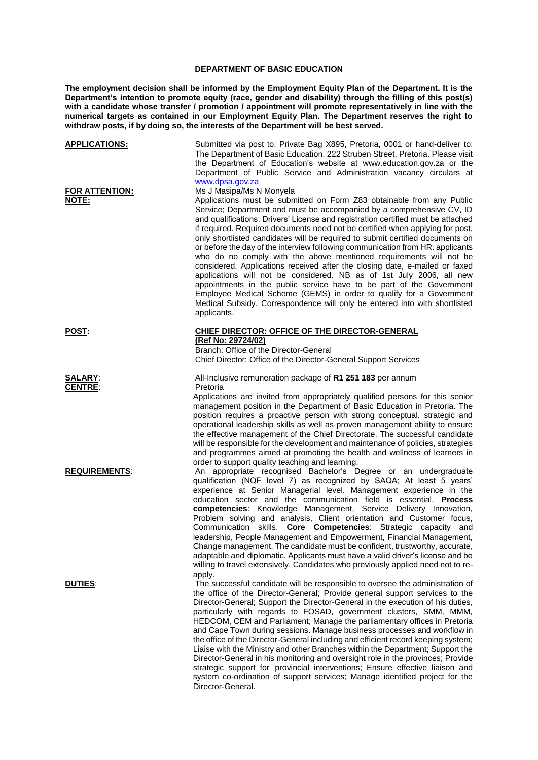# DEPARTMENT OF BASIC EDUCATION

**The employment decision shall be informed by the Employment Equity Plan of the Department. It is the Department's intention to promote equity (race, gender and disability) through the filling of this post(s) with a candidate whose transfer / promotion / appointment will promote representatively in line with the numerical targets as contained in our Employment Equity Plan. The Department reserves the right to withdraw posts, if by doing so, the interests of the Department will be best served.**

**APPLICATIONS:** Submitted via post to: Private Bag X895, Pretoria, 0001 or hand-deliver to: The Department of Basic Education, 222 Struben Street, Pretoria. Please visit the Department of Education's website at www.education.gov.za or the Department of Public Service and Administration vacancy circulars at www.dpsa.gov.za

**FOR ATTENTION:** Ms J Masipa/Ms N Monyela

**NOTE:** Applications must be submitted on Form Z83 obtainable from any Public Service; Department and must be accompanied by a comprehensive CV, ID and qualifications. Drivers' License and registration certified must be attached if required. Required documents need not be certified when applying for post, only shortlisted candidates will be required to submit certified documents on or before the day of the interview following communication from HR. applicants who do no comply with the above mentioned requirements will not be considered. Applications received after the closing date, e-mailed or faxed applications will not be considered. NB as of 1st July 2006, all new appointments in the public service have to be part of the Government Employee Medical Scheme (GEMS) in order to qualify for a Government Medical Subsidy. Correspondence will only be entered into with shortlisted applicants.

**POST:** **CHIEF DIRECTOR: OFFICE OF THE DIRECTOR-GENERAL (Ref No: 29724/02)**
Branch: Office of the Director-General
Chief Director: Office of the Director-General Support Services

**SALARY:** All-Inclusive remuneration package of **R1 251 183** per annum

**CENTRE:** Pretoria

Applications are invited from appropriately qualified persons for this senior management position in the Department of Basic Education in Pretoria. The position requires a proactive person with strong conceptual, strategic and operational leadership skills as well as proven management ability to ensure the effective management of the Chief Directorate. The successful candidate will be responsible for the development and maintenance of policies, strategies and programmes aimed at promoting the health and wellness of learners in order to support quality teaching and learning.

**REQUIREMENTS:** An appropriate recognised Bachelor's Degree or an undergraduate qualification (NQF level 7) as recognized by SAQA; At least 5 years' experience at Senior Managerial level. Management experience in the education sector and the communication field is essential. **Process competencies**: Knowledge Management, Service Delivery Innovation, Problem solving and analysis, Client orientation and Customer focus, Communication skills. **Core Competencies**: Strategic capacity and leadership, People Management and Empowerment, Financial Management, Change management. The candidate must be confident, trustworthy, accurate, adaptable and diplomatic. Applicants must have a valid driver's license and be willing to travel extensively. Candidates who previously applied need not to re-apply.

**DUTIES:** The successful candidate will be responsible to oversee the administration of the office of the Director-General; Provide general support services to the Director-General; Support the Director-General in the execution of his duties, particularly with regards to FOSAD, government clusters, SMM, MMM, HEDCOM, CEM and Parliament; Manage the parliamentary offices in Pretoria and Cape Town during sessions. Manage business processes and workflow in the office of the Director-General including and efficient record keeping system; Liaise with the Ministry and other Branches within the Department; Support the Director-General in his monitoring and oversight role in the provinces; Provide strategic support for provincial interventions; Ensure effective liaison and system co-ordination of support services; Manage identified project for the Director-General.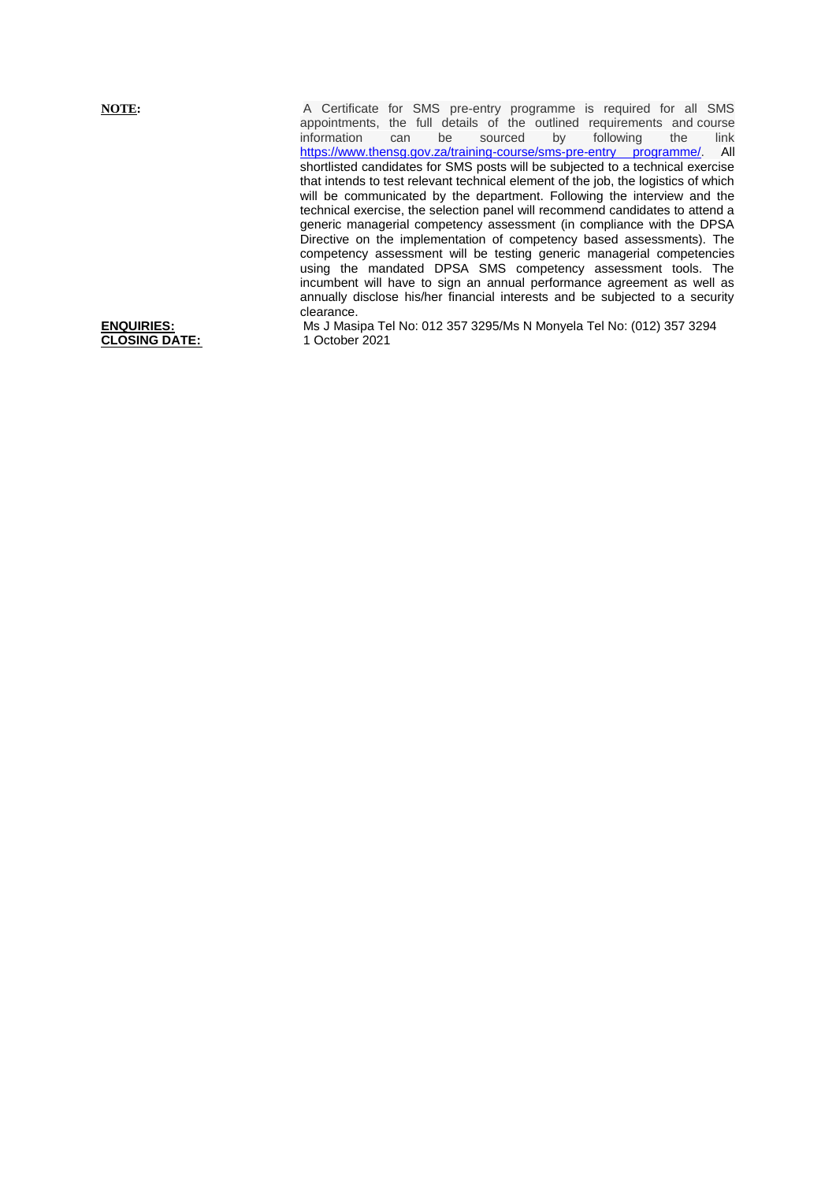**NOTE:** A Certificate for SMS pre-entry programme is required for all SMS appointments, the full details of the outlined requirements and course information can be sourced by following the link https://www.thensg.gov.za/training-course/sms-pre-entry programme/. All shortlisted candidates for SMS posts will be subjected to a technical exercise that intends to test relevant technical element of the job, the logistics of which will be communicated by the department. Following the interview and the technical exercise, the selection panel will recommend candidates to attend a generic managerial competency assessment (in compliance with the DPSA Directive on the implementation of competency based assessments). The competency assessment will be testing generic managerial competencies using the mandated DPSA SMS competency assessment tools. The incumbent will have to sign an annual performance agreement as well as annually disclose his/her financial interests and be subjected to a security clearance.

**ENQUIRIES:** Ms J Masipa Tel No: 012 357 3295/Ms N Monyela Tel No: (012) 357 3294

**CLOSING DATE:** 1 October 2021